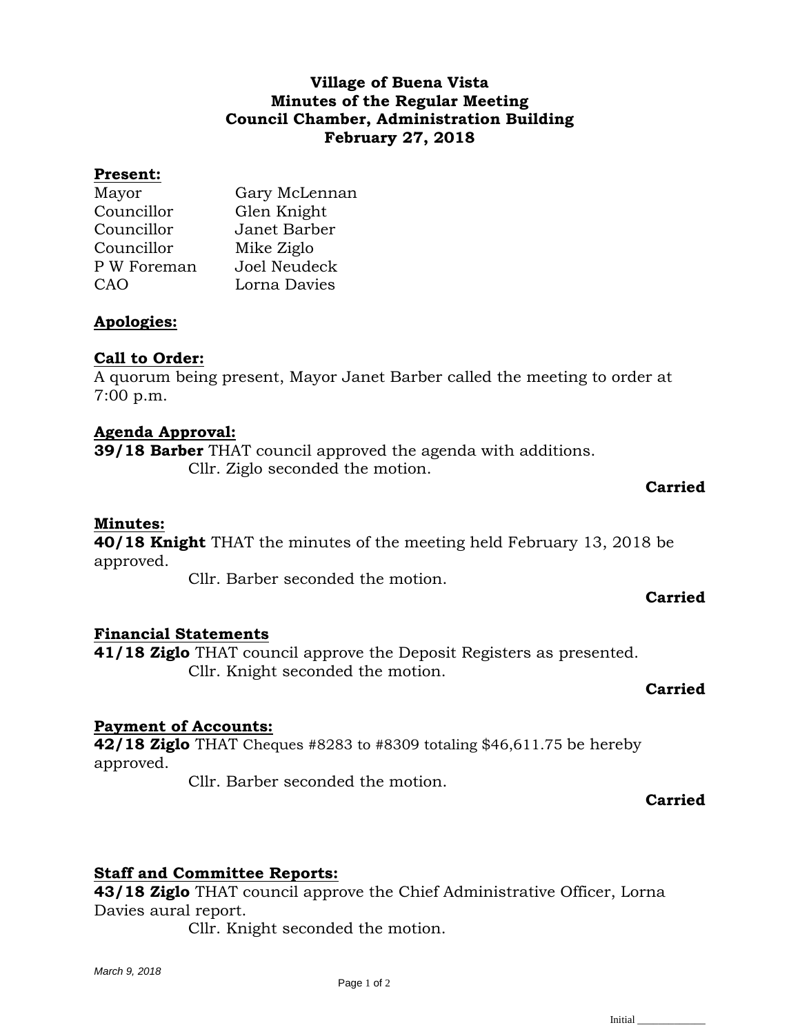**Village of Buena Vista**
**Minutes of the Regular Meeting**
**Council Chamber, Administration Building**
**February 27, 2018**

**Present:**

| | |
|---|---|
| Mayor | Gary McLennan |
| Councillor | Glen Knight |
| Councillor | Janet Barber |
| Councillor | Mike Ziglo |
| P W Foreman | Joel Neudeck |
| CAO | Lorna Davies |

**Apologies:**

**Call to Order:**
A quorum being present, Mayor Janet Barber called the meeting to order at 7:00 p.m.

**Agenda Approval:**
**39/18 Barber** THAT council approved the agenda with additions.
Cllr. Ziglo seconded the motion.

**Carried**

**Minutes:**
**40/18 Knight** THAT the minutes of the meeting held February 13, 2018 be approved.
Cllr. Barber seconded the motion.

**Carried**

**Financial Statements**
**41/18 Ziglo** THAT council approve the Deposit Registers as presented.
Cllr. Knight seconded the motion.

**Carried**

**Payment of Accounts:**
**42/18 Ziglo** THAT Cheques #8283 to #8309 totaling $46,611.75 be hereby approved.
Cllr. Barber seconded the motion.

**Carried**

**Staff and Committee Reports:**
**43/18 Ziglo** THAT council approve the Chief Administrative Officer, Lorna Davies aural report.
Cllr. Knight seconded the motion.

*March 9, 2018*

Initial ____________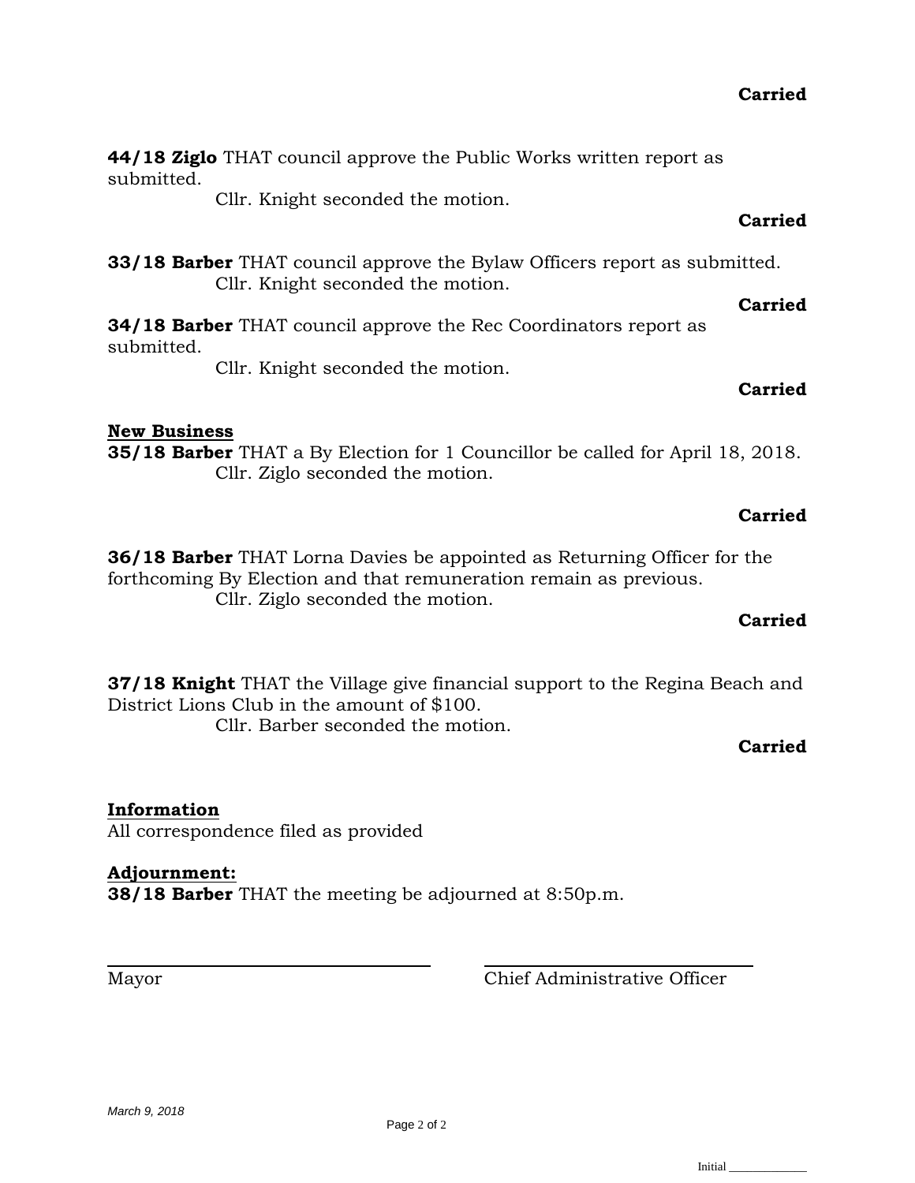**Carried**

**44/18 Ziglo** THAT council approve the Public Works written report as submitted.

Cllr. Knight seconded the motion.

**Carried**

**33/18 Barber** THAT council approve the Bylaw Officers report as submitted.

Cllr. Knight seconded the motion.

**Carried**

**34/18 Barber** THAT council approve the Rec Coordinators report as submitted.

Cllr. Knight seconded the motion.

**Carried**

**New Business**

**35/18 Barber** THAT a By Election for 1 Councillor be called for April 18, 2018.

Cllr. Ziglo seconded the motion.

**Carried**

**36/18 Barber** THAT Lorna Davies be appointed as Returning Officer for the forthcoming By Election and that remuneration remain as previous.

Cllr. Ziglo seconded the motion.

**Carried**

**37/18 Knight** THAT the Village give financial support to the Regina Beach and District Lions Club in the amount of $100.

Cllr. Barber seconded the motion.

**Carried**

**Information**

All correspondence filed as provided

**Adjournment:**

**38/18 Barber** THAT the meeting be adjourned at 8:50p.m.

\_\_\_\_\_\_\_\_\_\_\_\_\_\_\_\_\_\_\_\_\_\_\_\_\_\_\_\_ \_\_\_\_\_\_\_\_\_\_\_\_\_\_\_\_\_\_\_\_\_\_\_\_\_\_\_\_

Mayor Chief Administrative Officer

*March 9, 2018*

Initial \_\_\_\_\_\_\_\_\_\_\_\_